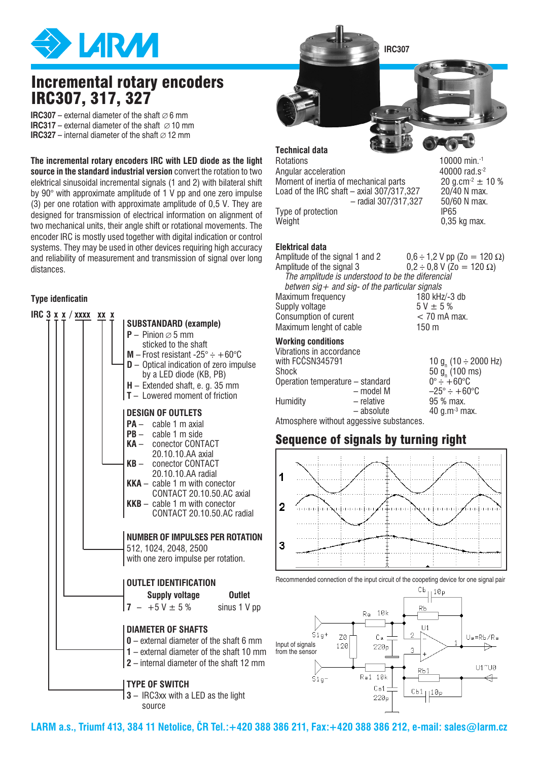# Incremental rotary encoders IRC307, 317, 327

**IRC307** – external diameter of the shaft ∅ 6 mm
**IRC317** – external diameter of the shaft ∅ 10 mm
**IRC327** – internal diameter of the shaft ∅ 12 mm

**The incremental rotary encoders IRC with LED diode as the light source in the standard industrial version** convert the rotation to two elektrical sinusoidal incremental signals (1 and 2) with bilateral shift by 90° with approximate amplitude of 1 V pp and one zero impulse (3) per one rotation with approximate amplitude of 0,5 V. They are designed for transmission of electrical information on alignment of two mechanical units, their angle shift or rotational movements. The encoder IRC is mostly used together with digital indication or control systems. They may be used in other devices requiring high accuracy and reliability of measurement and transmission of signal over long distances.

## Type idenficatin

**IRC 3 x x / xxxx xx x**

**SUBSTANDARD (example)**
- **P** – Pinion ∅ 5 mm sticked to the shaft
- **M** – Frost resistant -25° ÷ +60°C
- **D** – Optical indication of zero impulse by a LED diode (KB, PB)
- **H** – Extended shaft, e. g. 35 mm
- **T** – Lowered moment of friction

**DESIGN OF OUTLETS**
- **PA** – cable 1 m axial
- **PB** – cable 1 m side
- **KA** – conector CONTACT 20.10.10.AA axial
- **KB** – conector CONTACT 20.10.10.AA radial
- **KKA** – cable 1 m with conector CONTACT 20.10.50.AC axial
- **KKB** – cable 1 m with conector CONTACT 20.10.50.AC radial

**NUMBER OF IMPULSES PER ROTATION**
512, 1024, 2048, 2500
with one zero impulse per rotation.

**OUTLET IDENTIFICATION**

| | Supply voltage | Outlet |
|---|---|---|
| 7 – | +5 V ± 5 % | sinus 1 V pp |

**DIAMETER OF SHAFTS**
- **0** – external diameter of the shaft 6 mm
- **1** – external diameter of the shaft 10 mm
- **2** – internal diameter of the shaft 12 mm

**TYPE OF SWITCH**
- **3** – IRC3xx with a LED as the light source

IRC307

## Technical data

| | |
|---|---|
| Rotations | 10000 min.$^{-1}$ |
| Angular acceleration | 40000 rad.s$^{-2}$ |
| Moment of inertia of mechanical parts | 20 g.cm$^{2}$ ± 10 % |
| Load of the IRC shaft – axial 307/317,327 | 20/40 N max. |
| – radial 307/317,327 | 50/60 N max. |
| Type of protection | IP65 |
| Weight | 0,35 kg max. |

## Elektrical data

| | |
|---|---|
| Amplitude of the signal 1 and 2 | 0,6 ÷ 1,2 V pp (Zo = 120 Ω) |
| Amplitude of the signal 3 | 0,2 ÷ 0,8 V (Zo = 120 Ω) |

*The amplitude is understood to be the diferencial betwen sig+ and sig- of the particular signals*

| | |
|---|---|
| Maximum frequency | 180 kHz/-3 db |
| Supply voltage | 5 V ± 5 % |
| Consumption of curent | < 70 mA max. |
| Maximum lenght of cable | 150 m |

## Working conditions

| | |
|---|---|
| Vibrations in accordance with FCČSN345791 | 10 $g_n$ (10 ÷ 2000 Hz) |
| Shock | 50 $g_n$ (100 ms) |
| Operation temperature – standard | 0° ÷ +60°C |
| – model M | –25° ÷ +60°C |
| Humidity – relative | 95 % max. |
| – absolute | 40 g.m$^{-3}$ max. |

Atmosphere without aggessive substances.

## Sequence of signals by turning right

Recommended connection of the input circuit of the coopeting device for one signal pair

**LARM a.s., Triumf 413, 384 11 Netolice, ČR Tel.:+420 388 386 211, Fax:+420 388 386 212, e-mail: sales@larm.cz**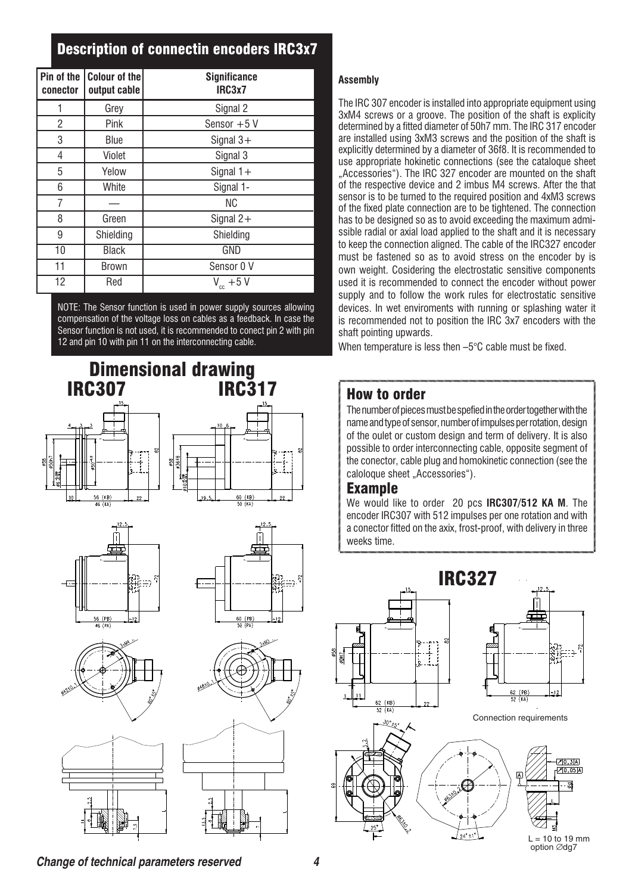## Description of connectin encoders IRC3x7

| Pin of the conector | Colour of the output cable | Significance IRC3x7 |
|---|---|---|
| 1 | Grey | Signal 2 |
| 2 | Pink | Sensor +5 V |
| 3 | Blue | Signal 3+ |
| 4 | Violet | Signal 3 |
| 5 | Yelow | Signal 1+ |
| 6 | White | Signal 1- |
| 7 | — | NC |
| 8 | Green | Signal 2+ |
| 9 | Shielding | Shielding |
| 10 | Black | GND |
| 11 | Brown | Sensor 0 V |
| 12 | Red | $V_{cc}$ +5 V |

NOTE: The Sensor function is used in power supply sources allowing compensation of the voltage loss on cables as a feedback. In case the Sensor function is not used, it is recommended to conect pin 2 with pin 12 and pin 10 with pin 11 on the interconnecting cable.

### Assembly

The IRC 307 encoder is installed into appropriate equipment using 3xM4 screws or a groove. The position of the shaft is explicity determined by a fitted diameter of 50h7 mm. The IRC 317 encoder are installed using 3xM3 screws and the position of the shaft is explicitly determined by a diameter of 36f8. It is recommended to use appropriate hokinetic connections (see the cataloque sheet „Accessories"). The IRC 327 encoder are mounted on the shaft of the respective device and 2 imbus M4 screws. After the that sensor is to be turned to the required position and 4xM3 screws of the fixed plate connection are to be tightened. The connection has to be designed so as to avoid exceeding the maximum admissible radial or axial load applied to the shaft and it is necessary to keep the connection aligned. The cable of the IRC327 encoder must be fastened so as to avoid stress on the encoder by is own weight. Cosidering the electrostatic sensitive components used it is recommended to connect the encoder without power supply and to follow the work rules for electrostatic sensitive devices. In wet enviroments with running or splashing water it is recommended not to position the IRC 3x7 encoders with the shaft pointing upwards.

When temperature is less then –5°C cable must be fixed.

## Dimensional drawing

### IRC307

### IRC317

56 (KB)
46 (KA)

60 (KB)
50 (KA)

56 (PB)
46 (PA)

60 (PB)
50 (PA)

## How to order

The number of pieces must be spefied in the order together with the name and type of sensor, number of impulses per rotation, design of the oulet or custom design and term of delivery. It is also possible to order interconnecting cable, opposite segment of the conector, cable plug and homokinetic connection (see the caloloque sheet „Accessories").

### Example

We would like to order 20 pcs **IRC307/512 KA M**. The encoder IRC307 with 512 impulses per one rotation and with a conector fitted on the axix, frost-proof, with delivery in three weeks time.

## IRC327

62 (KB)
52 (KA)

62 (PB)
52 (PA)

Connection requirements

L = 10 to 19 mm
option ∅dg7

*Change of technical parameters reserved*